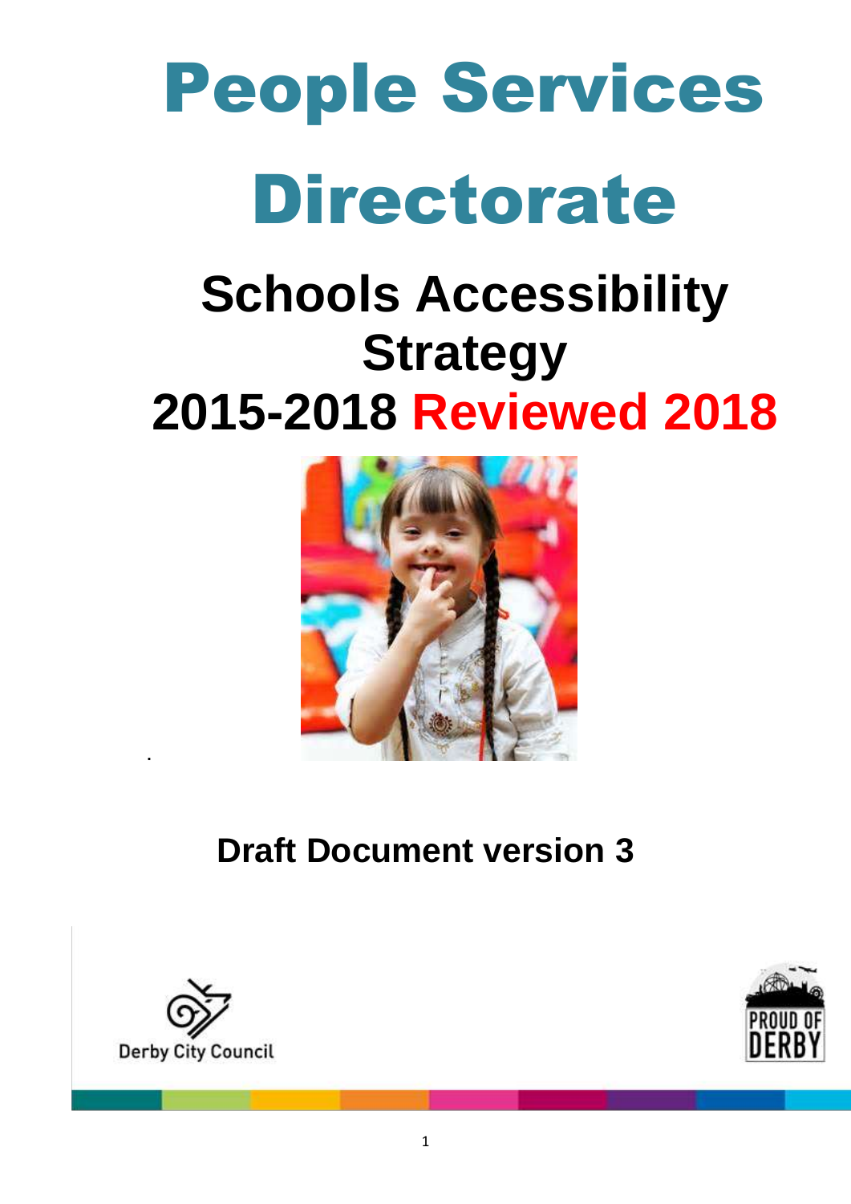# People Services Directorate

## Schools Accessibility Strategy 2015-2018 Reviewed 2018

.

**Draft Document version 3**

Derby City Council

PROUD OF DERBY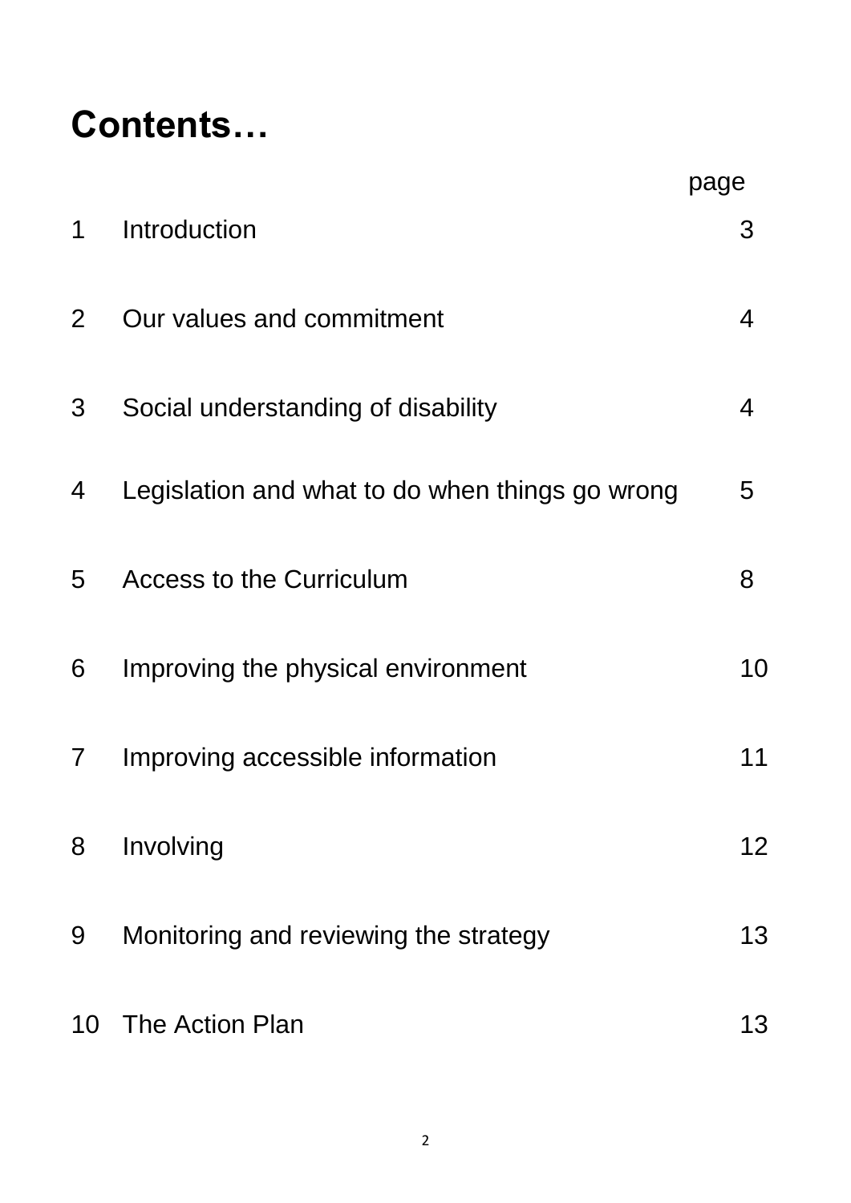# Contents…

| | | page |
|---|---|---|
| 1 | Introduction | 3 |
| 2 | Our values and commitment | 4 |
| 3 | Social understanding of disability | 4 |
| 4 | Legislation and what to do when things go wrong | 5 |
| 5 | Access to the Curriculum | 8 |
| 6 | Improving the physical environment | 10 |
| 7 | Improving accessible information | 11 |
| 8 | Involving | 12 |
| 9 | Monitoring and reviewing the strategy | 13 |
| 10 | The Action Plan | 13 |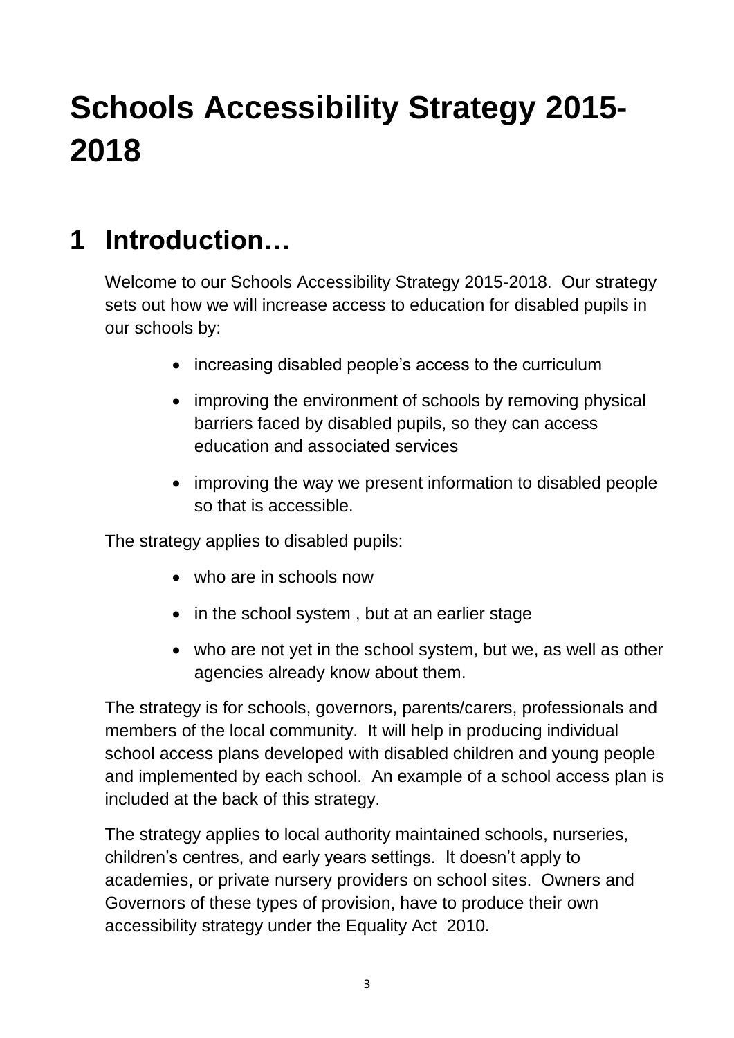# Schools Accessibility Strategy 2015-2018

## 1 Introduction…

Welcome to our Schools Accessibility Strategy 2015-2018. Our strategy sets out how we will increase access to education for disabled pupils in our schools by:

- increasing disabled people's access to the curriculum
- improving the environment of schools by removing physical barriers faced by disabled pupils, so they can access education and associated services
- improving the way we present information to disabled people so that is accessible.

The strategy applies to disabled pupils:

- who are in schools now
- in the school system , but at an earlier stage
- who are not yet in the school system, but we, as well as other agencies already know about them.

The strategy is for schools, governors, parents/carers, professionals and members of the local community. It will help in producing individual school access plans developed with disabled children and young people and implemented by each school. An example of a school access plan is included at the back of this strategy.

The strategy applies to local authority maintained schools, nurseries, children's centres, and early years settings. It doesn't apply to academies, or private nursery providers on school sites. Owners and Governors of these types of provision, have to produce their own accessibility strategy under the Equality Act 2010.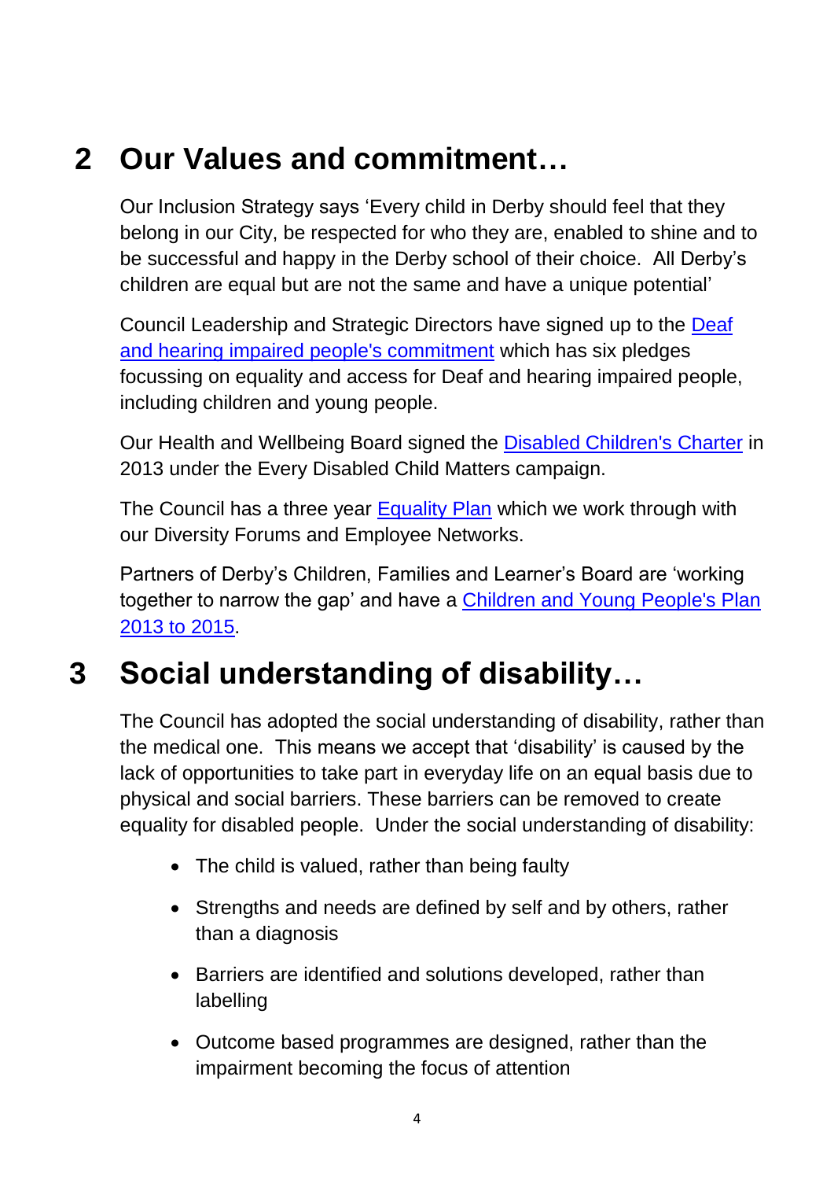## 2 Our Values and commitment…

Our Inclusion Strategy says 'Every child in Derby should feel that they belong in our City, be respected for who they are, enabled to shine and to be successful and happy in the Derby school of their choice. All Derby's children are equal but are not the same and have a unique potential'

Council Leadership and Strategic Directors have signed up to the Deaf and hearing impaired people's commitment which has six pledges focussing on equality and access for Deaf and hearing impaired people, including children and young people.

Our Health and Wellbeing Board signed the Disabled Children's Charter in 2013 under the Every Disabled Child Matters campaign.

The Council has a three year Equality Plan which we work through with our Diversity Forums and Employee Networks.

Partners of Derby's Children, Families and Learner's Board are 'working together to narrow the gap' and have a Children and Young People's Plan 2013 to 2015.

## 3 Social understanding of disability…

The Council has adopted the social understanding of disability, rather than the medical one. This means we accept that 'disability' is caused by the lack of opportunities to take part in everyday life on an equal basis due to physical and social barriers. These barriers can be removed to create equality for disabled people. Under the social understanding of disability:

- The child is valued, rather than being faulty
- Strengths and needs are defined by self and by others, rather than a diagnosis
- Barriers are identified and solutions developed, rather than labelling
- Outcome based programmes are designed, rather than the impairment becoming the focus of attention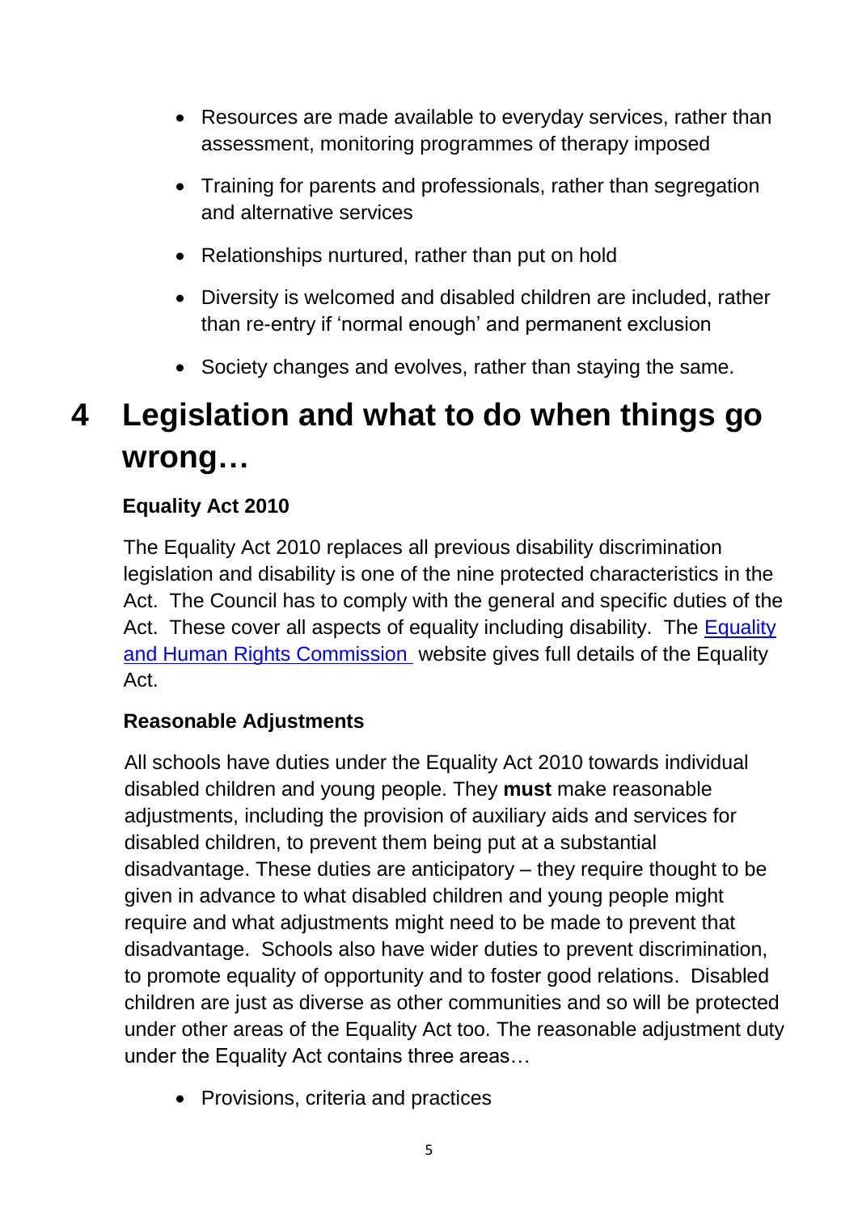- Resources are made available to everyday services, rather than assessment, monitoring programmes of therapy imposed
- Training for parents and professionals, rather than segregation and alternative services
- Relationships nurtured, rather than put on hold
- Diversity is welcomed and disabled children are included, rather than re-entry if 'normal enough' and permanent exclusion
- Society changes and evolves, rather than staying the same.

# 4 Legislation and what to do when things go wrong…

**Equality Act 2010**

The Equality Act 2010 replaces all previous disability discrimination legislation and disability is one of the nine protected characteristics in the Act. The Council has to comply with the general and specific duties of the Act. These cover all aspects of equality including disability. The Equality and Human Rights Commission website gives full details of the Equality Act.

**Reasonable Adjustments**

All schools have duties under the Equality Act 2010 towards individual disabled children and young people. They **must** make reasonable adjustments, including the provision of auxiliary aids and services for disabled children, to prevent them being put at a substantial disadvantage. These duties are anticipatory – they require thought to be given in advance to what disabled children and young people might require and what adjustments might need to be made to prevent that disadvantage. Schools also have wider duties to prevent discrimination, to promote equality of opportunity and to foster good relations. Disabled children are just as diverse as other communities and so will be protected under other areas of the Equality Act too. The reasonable adjustment duty under the Equality Act contains three areas…

- Provisions, criteria and practices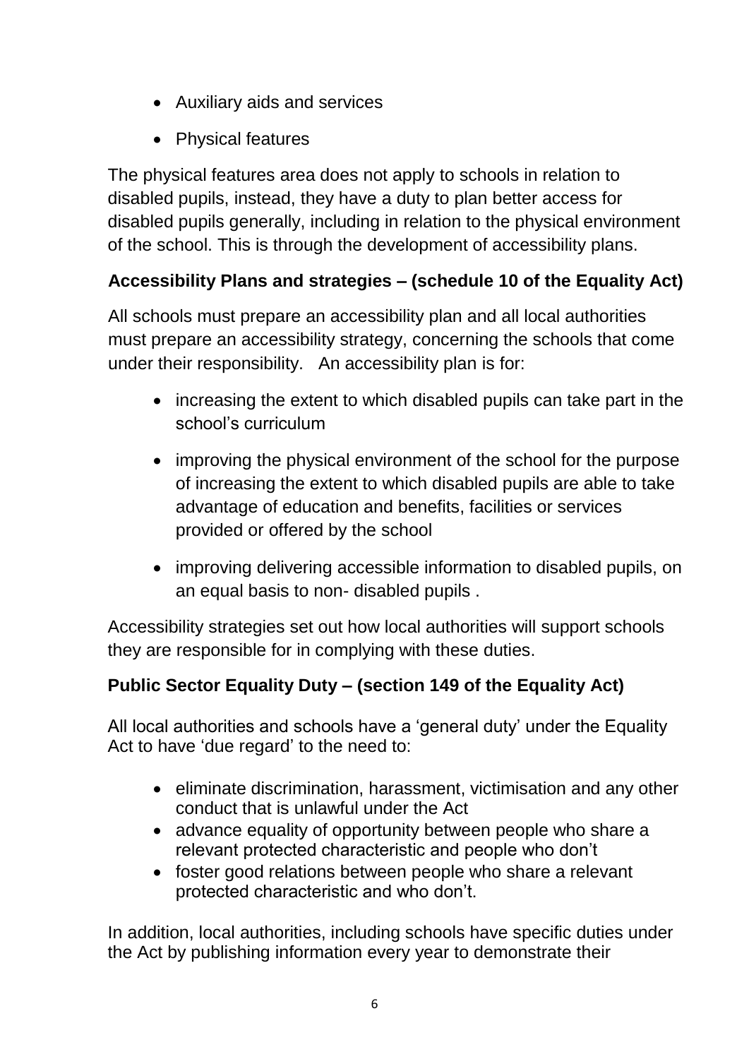- Auxiliary aids and services
- Physical features

The physical features area does not apply to schools in relation to disabled pupils, instead, they have a duty to plan better access for disabled pupils generally, including in relation to the physical environment of the school. This is through the development of accessibility plans.

**Accessibility Plans and strategies – (schedule 10 of the Equality Act)**

All schools must prepare an accessibility plan and all local authorities must prepare an accessibility strategy, concerning the schools that come under their responsibility. An accessibility plan is for:

- increasing the extent to which disabled pupils can take part in the school's curriculum
- improving the physical environment of the school for the purpose of increasing the extent to which disabled pupils are able to take advantage of education and benefits, facilities or services provided or offered by the school
- improving delivering accessible information to disabled pupils, on an equal basis to non- disabled pupils .

Accessibility strategies set out how local authorities will support schools they are responsible for in complying with these duties.

**Public Sector Equality Duty – (section 149 of the Equality Act)**

All local authorities and schools have a 'general duty' under the Equality Act to have 'due regard' to the need to:

- eliminate discrimination, harassment, victimisation and any other conduct that is unlawful under the Act
- advance equality of opportunity between people who share a relevant protected characteristic and people who don't
- foster good relations between people who share a relevant protected characteristic and who don't.

In addition, local authorities, including schools have specific duties under the Act by publishing information every year to demonstrate their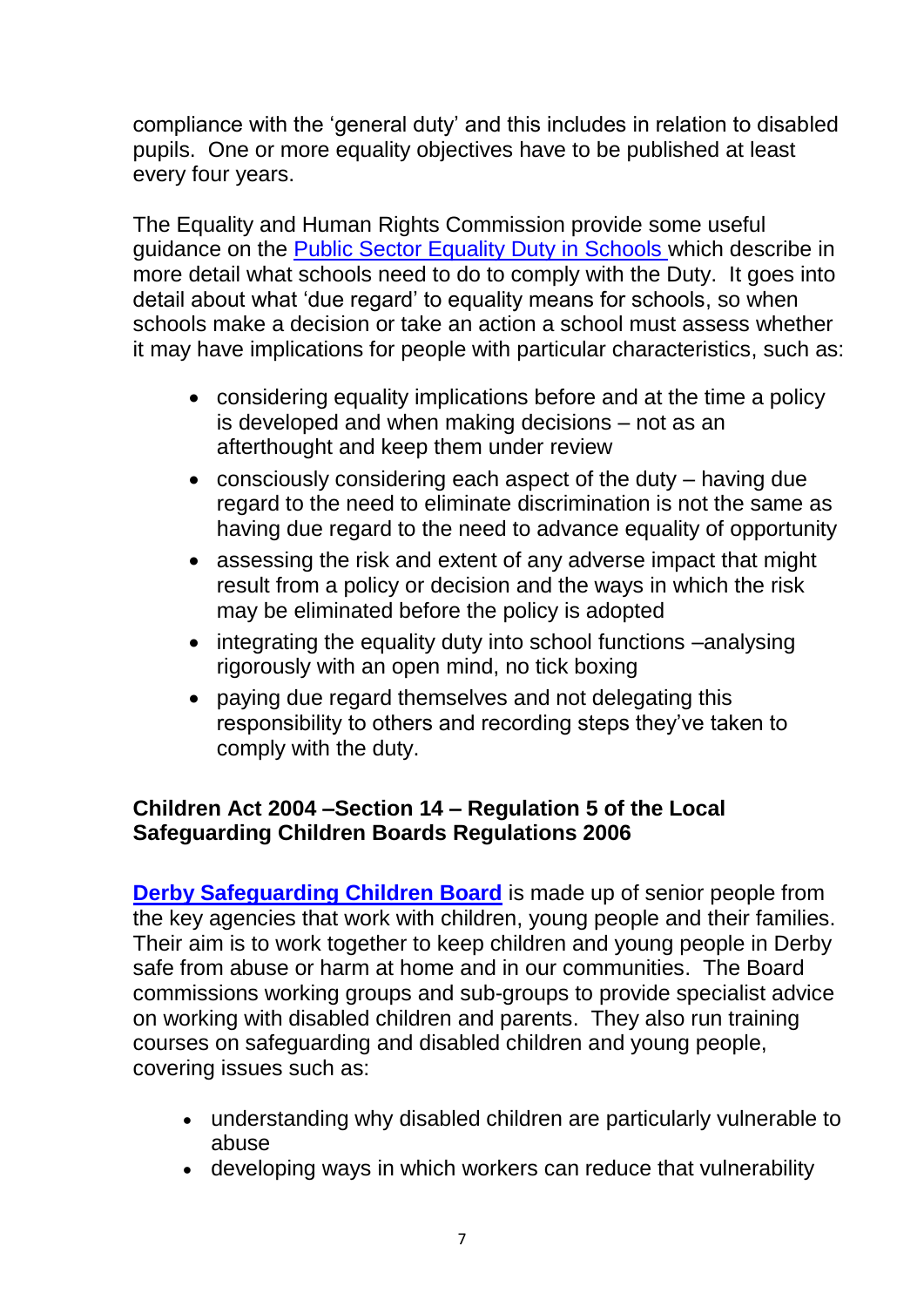compliance with the 'general duty' and this includes in relation to disabled pupils. One or more equality objectives have to be published at least every four years.

The Equality and Human Rights Commission provide some useful guidance on the Public Sector Equality Duty in Schools which describe in more detail what schools need to do to comply with the Duty. It goes into detail about what 'due regard' to equality means for schools, so when schools make a decision or take an action a school must assess whether it may have implications for people with particular characteristics, such as:

- considering equality implications before and at the time a policy is developed and when making decisions – not as an afterthought and keep them under review
- consciously considering each aspect of the duty – having due regard to the need to eliminate discrimination is not the same as having due regard to the need to advance equality of opportunity
- assessing the risk and extent of any adverse impact that might result from a policy or decision and the ways in which the risk may be eliminated before the policy is adopted
- integrating the equality duty into school functions –analysing rigorously with an open mind, no tick boxing
- paying due regard themselves and not delegating this responsibility to others and recording steps they've taken to comply with the duty.

**Children Act 2004 –Section 14 – Regulation 5 of the Local Safeguarding Children Boards Regulations 2006**

**Derby Safeguarding Children Board** is made up of senior people from the key agencies that work with children, young people and their families. Their aim is to work together to keep children and young people in Derby safe from abuse or harm at home and in our communities. The Board commissions working groups and sub-groups to provide specialist advice on working with disabled children and parents. They also run training courses on safeguarding and disabled children and young people, covering issues such as:

- understanding why disabled children are particularly vulnerable to abuse
- developing ways in which workers can reduce that vulnerability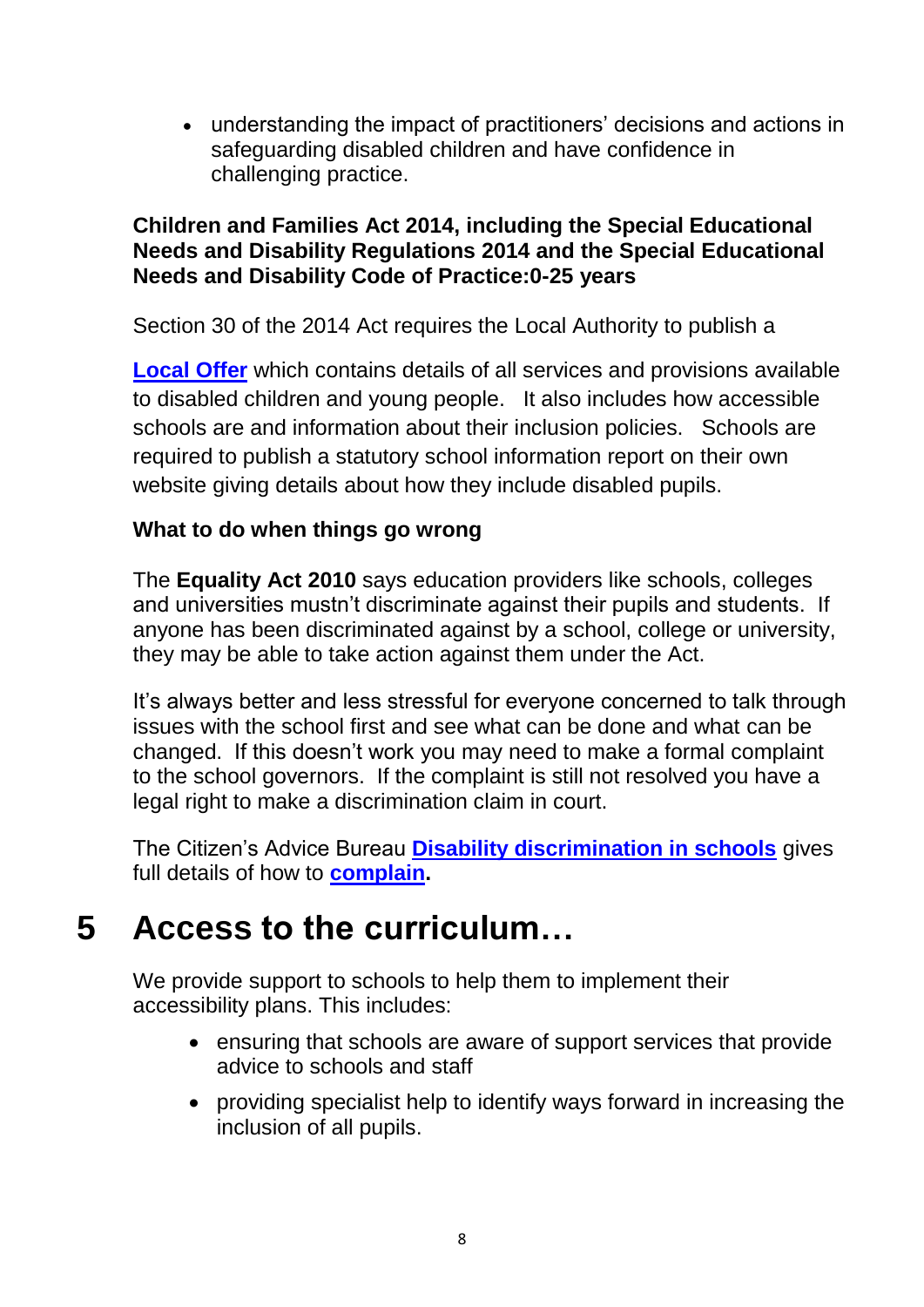- understanding the impact of practitioners' decisions and actions in safeguarding disabled children and have confidence in challenging practice.

**Children and Families Act 2014, including the Special Educational Needs and Disability Regulations 2014 and the Special Educational Needs and Disability Code of Practice:0-25 years**

Section 30 of the 2014 Act requires the Local Authority to publish a

**Local Offer** which contains details of all services and provisions available to disabled children and young people. It also includes how accessible schools are and information about their inclusion policies. Schools are required to publish a statutory school information report on their own website giving details about how they include disabled pupils.

**What to do when things go wrong**

The **Equality Act 2010** says education providers like schools, colleges and universities mustn't discriminate against their pupils and students. If anyone has been discriminated against by a school, college or university, they may be able to take action against them under the Act.

It's always better and less stressful for everyone concerned to talk through issues with the school first and see what can be done and what can be changed. If this doesn't work you may need to make a formal complaint to the school governors. If the complaint is still not resolved you have a legal right to make a discrimination claim in court.

The Citizen's Advice Bureau **Disability discrimination in schools** gives full details of how to **complain.**

# 5 Access to the curriculum…

We provide support to schools to help them to implement their accessibility plans. This includes:

- ensuring that schools are aware of support services that provide advice to schools and staff
- providing specialist help to identify ways forward in increasing the inclusion of all pupils.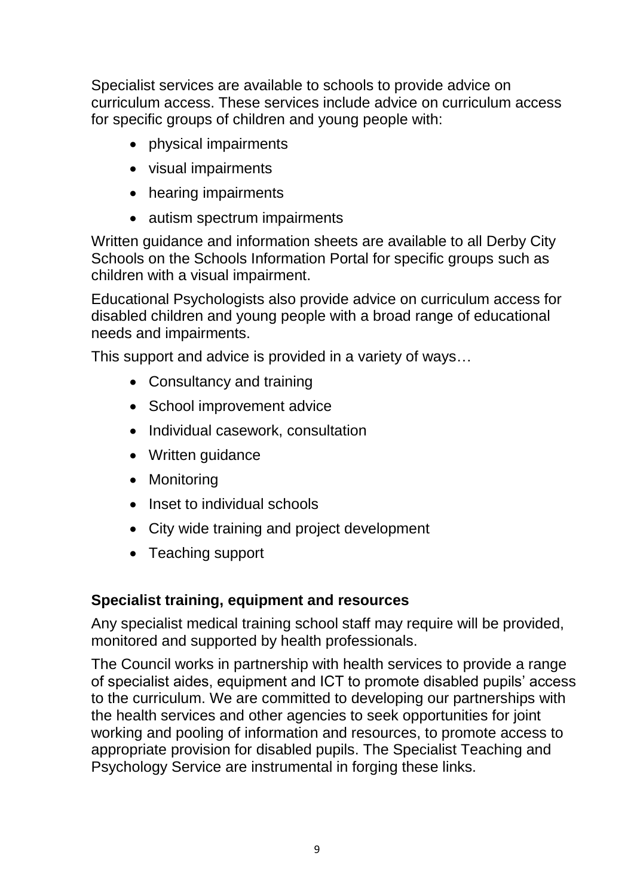Specialist services are available to schools to provide advice on curriculum access. These services include advice on curriculum access for specific groups of children and young people with:

- physical impairments
- visual impairments
- hearing impairments
- autism spectrum impairments

Written guidance and information sheets are available to all Derby City Schools on the Schools Information Portal for specific groups such as children with a visual impairment.

Educational Psychologists also provide advice on curriculum access for disabled children and young people with a broad range of educational needs and impairments.

This support and advice is provided in a variety of ways…

- Consultancy and training
- School improvement advice
- Individual casework, consultation
- Written guidance
- Monitoring
- Inset to individual schools
- City wide training and project development
- Teaching support

**Specialist training, equipment and resources**

Any specialist medical training school staff may require will be provided, monitored and supported by health professionals.

The Council works in partnership with health services to provide a range of specialist aides, equipment and ICT to promote disabled pupils' access to the curriculum. We are committed to developing our partnerships with the health services and other agencies to seek opportunities for joint working and pooling of information and resources, to promote access to appropriate provision for disabled pupils. The Specialist Teaching and Psychology Service are instrumental in forging these links.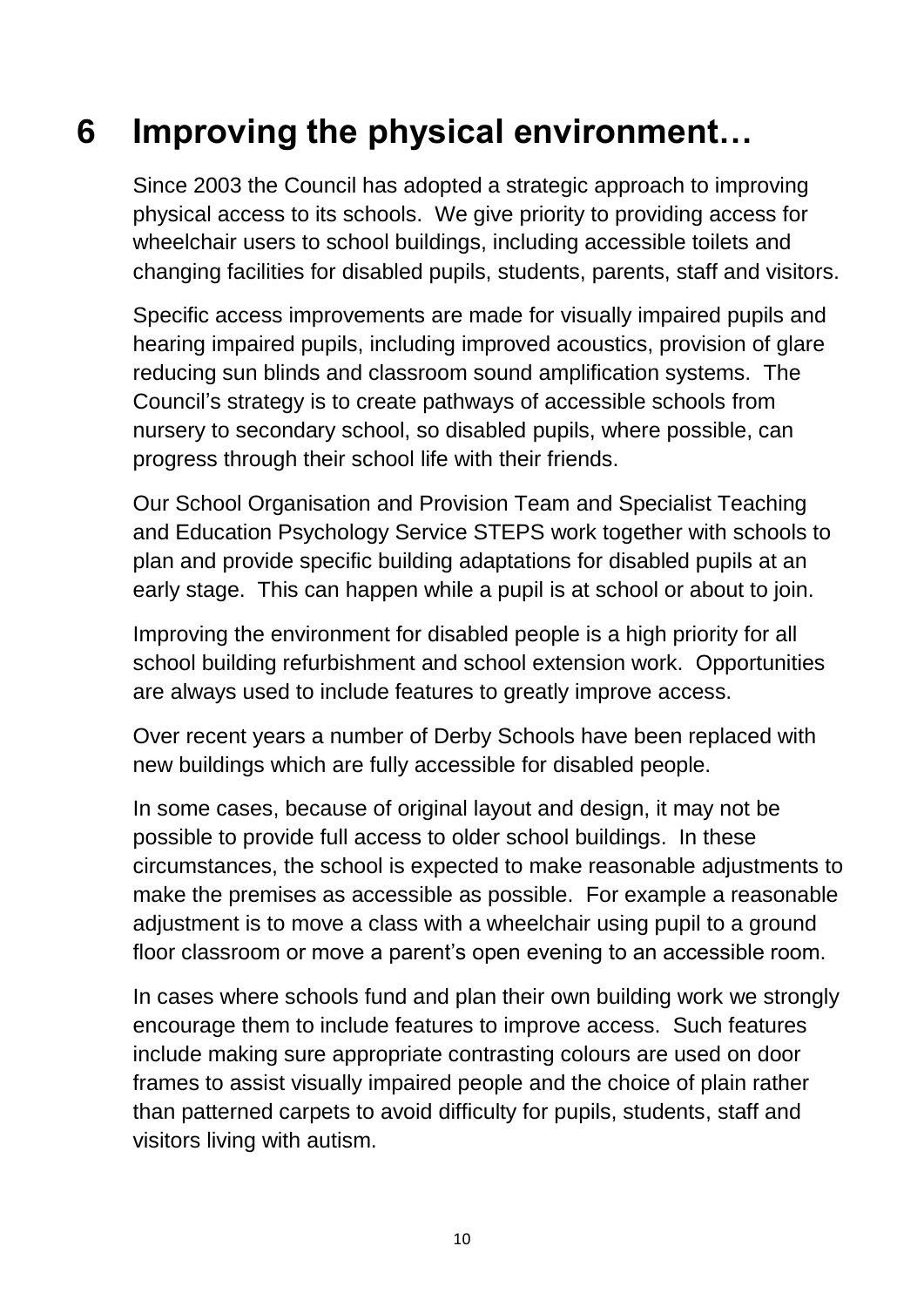# 6 Improving the physical environment…

Since 2003 the Council has adopted a strategic approach to improving physical access to its schools. We give priority to providing access for wheelchair users to school buildings, including accessible toilets and changing facilities for disabled pupils, students, parents, staff and visitors.

Specific access improvements are made for visually impaired pupils and hearing impaired pupils, including improved acoustics, provision of glare reducing sun blinds and classroom sound amplification systems. The Council's strategy is to create pathways of accessible schools from nursery to secondary school, so disabled pupils, where possible, can progress through their school life with their friends.

Our School Organisation and Provision Team and Specialist Teaching and Education Psychology Service STEPS work together with schools to plan and provide specific building adaptations for disabled pupils at an early stage. This can happen while a pupil is at school or about to join.

Improving the environment for disabled people is a high priority for all school building refurbishment and school extension work. Opportunities are always used to include features to greatly improve access.

Over recent years a number of Derby Schools have been replaced with new buildings which are fully accessible for disabled people.

In some cases, because of original layout and design, it may not be possible to provide full access to older school buildings. In these circumstances, the school is expected to make reasonable adjustments to make the premises as accessible as possible. For example a reasonable adjustment is to move a class with a wheelchair using pupil to a ground floor classroom or move a parent's open evening to an accessible room.

In cases where schools fund and plan their own building work we strongly encourage them to include features to improve access. Such features include making sure appropriate contrasting colours are used on door frames to assist visually impaired people and the choice of plain rather than patterned carpets to avoid difficulty for pupils, students, staff and visitors living with autism.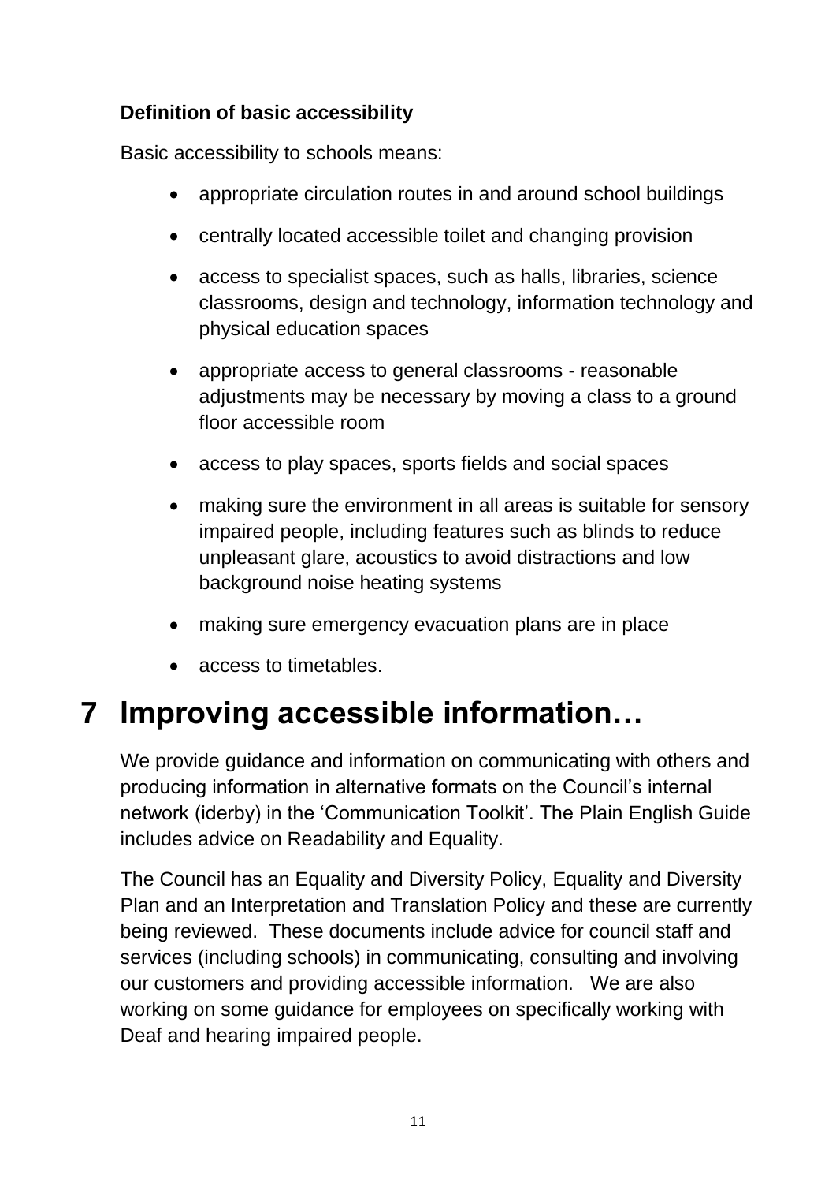**Definition of basic accessibility**

Basic accessibility to schools means:

- appropriate circulation routes in and around school buildings
- centrally located accessible toilet and changing provision
- access to specialist spaces, such as halls, libraries, science classrooms, design and technology, information technology and physical education spaces
- appropriate access to general classrooms - reasonable adjustments may be necessary by moving a class to a ground floor accessible room
- access to play spaces, sports fields and social spaces
- making sure the environment in all areas is suitable for sensory impaired people, including features such as blinds to reduce unpleasant glare, acoustics to avoid distractions and low background noise heating systems
- making sure emergency evacuation plans are in place
- access to timetables.

# 7 Improving accessible information…

We provide guidance and information on communicating with others and producing information in alternative formats on the Council's internal network (iderby) in the 'Communication Toolkit'. The Plain English Guide includes advice on Readability and Equality.

The Council has an Equality and Diversity Policy, Equality and Diversity Plan and an Interpretation and Translation Policy and these are currently being reviewed. These documents include advice for council staff and services (including schools) in communicating, consulting and involving our customers and providing accessible information. We are also working on some guidance for employees on specifically working with Deaf and hearing impaired people.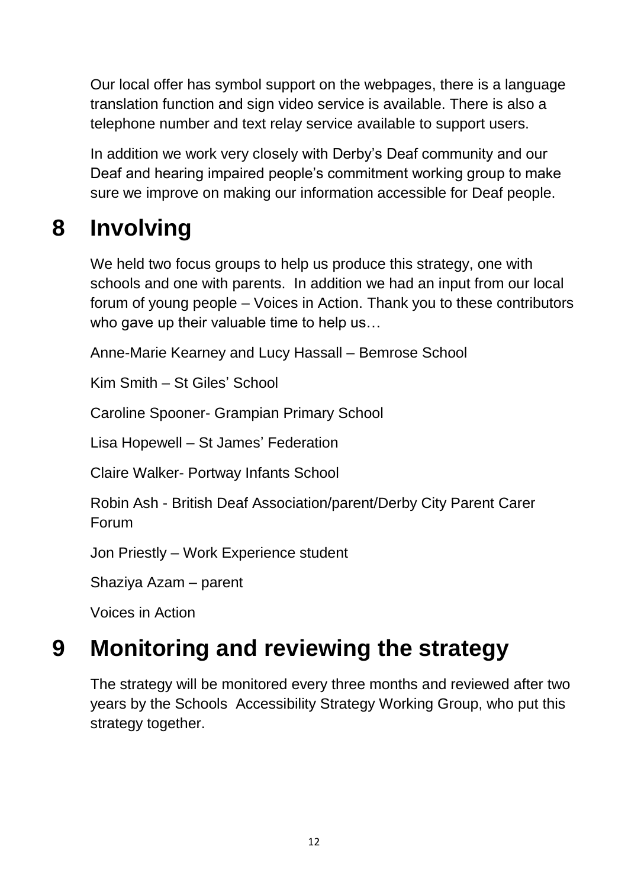Our local offer has symbol support on the webpages, there is a language translation function and sign video service is available. There is also a telephone number and text relay service available to support users.

In addition we work very closely with Derby's Deaf community and our Deaf and hearing impaired people's commitment working group to make sure we improve on making our information accessible for Deaf people.

# 8 Involving

We held two focus groups to help us produce this strategy, one with schools and one with parents. In addition we had an input from our local forum of young people – Voices in Action. Thank you to these contributors who gave up their valuable time to help us…

Anne-Marie Kearney and Lucy Hassall – Bemrose School

Kim Smith – St Giles' School

Caroline Spooner- Grampian Primary School

Lisa Hopewell – St James' Federation

Claire Walker- Portway Infants School

Robin Ash - British Deaf Association/parent/Derby City Parent Carer Forum

Jon Priestly – Work Experience student

Shaziya Azam – parent

Voices in Action

# 9 Monitoring and reviewing the strategy

The strategy will be monitored every three months and reviewed after two years by the Schools Accessibility Strategy Working Group, who put this strategy together.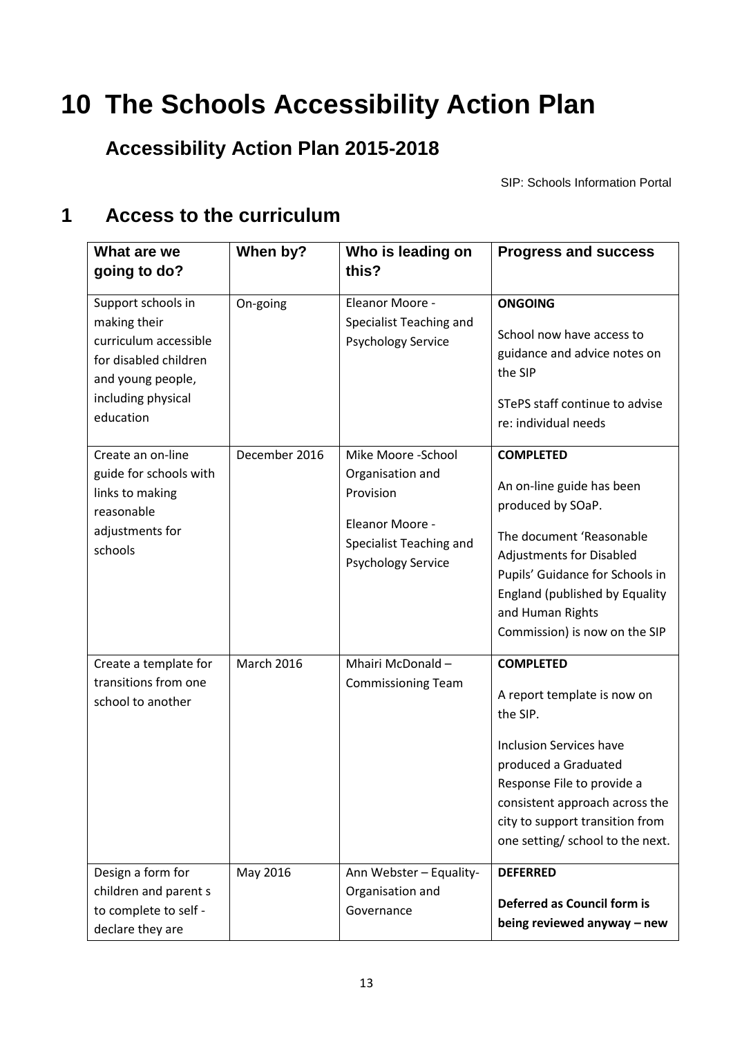# 10 The Schools Accessibility Action Plan

## Accessibility Action Plan 2015-2018

SIP: Schools Information Portal

## 1 Access to the curriculum

| What are we going to do? | When by? | Who is leading on this? | Progress and success |
|---|---|---|---|
| Support schools in making their curriculum accessible for disabled children and young people, including physical education | On-going | Eleanor Moore - Specialist Teaching and Psychology Service | **ONGOING**<br><br>School now have access to guidance and advice notes on the SIP<br><br>STePS staff continue to advise re: individual needs |
| Create an on-line guide for schools with links to making reasonable adjustments for schools | December 2016 | Mike Moore -School Organisation and Provision<br><br>Eleanor Moore - Specialist Teaching and Psychology Service | **COMPLETED**<br><br>An on-line guide has been produced by SOaP.<br><br>The document 'Reasonable Adjustments for Disabled Pupils' Guidance for Schools in England (published by Equality and Human Rights Commission) is now on the SIP |
| Create a template for transitions from one school to another | March 2016 | Mhairi McDonald – Commissioning Team | **COMPLETED**<br><br>A report template is now on the SIP.<br><br>Inclusion Services have produced a Graduated Response File to provide a consistent approach across the city to support transition from one setting/ school to the next. |
| Design a form for children and parent s to complete to self - declare they are | May 2016 | Ann Webster – Equality- Organisation and Governance | **DEFERRED**<br><br>**Deferred as Council form is being reviewed anyway – new** |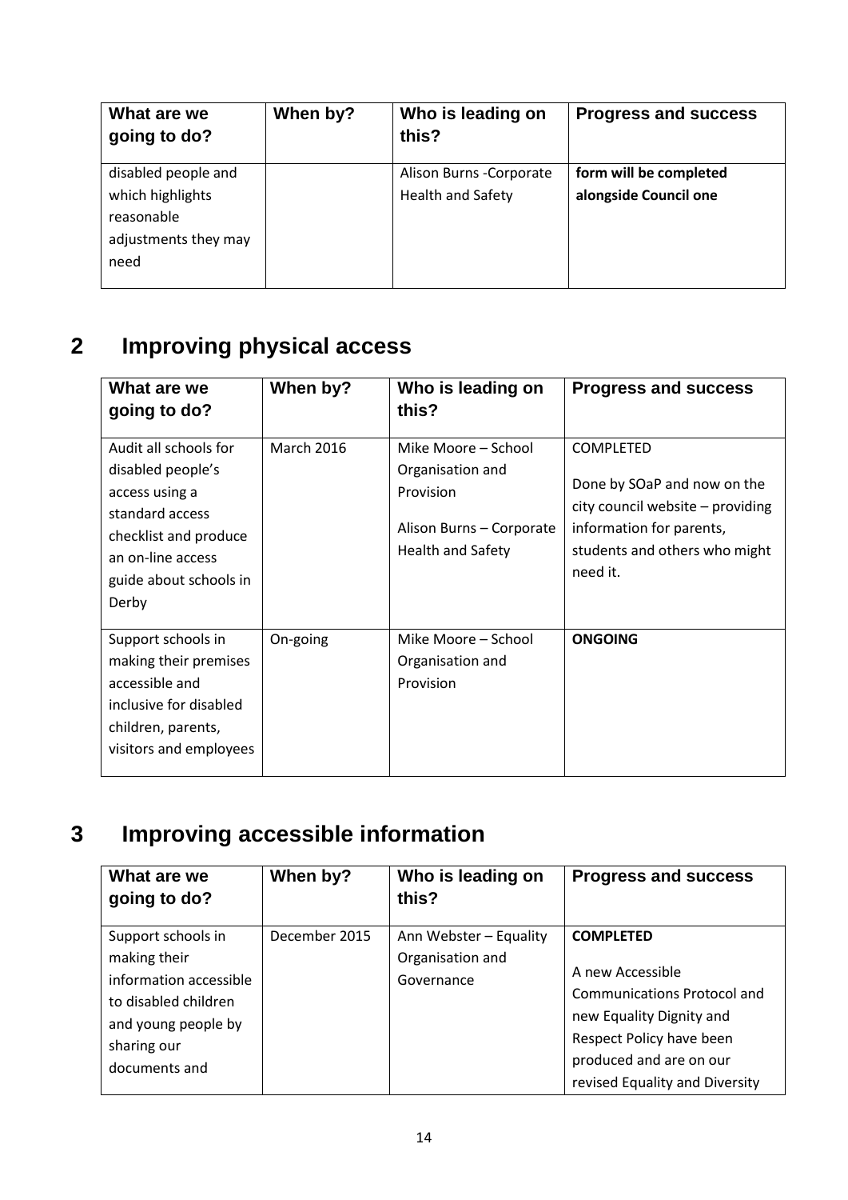| What are we going to do? | When by? | Who is leading on this? | Progress and success |
|---|---|---|---|
| disabled people and which highlights reasonable adjustments they may need | | Alison Burns -Corporate Health and Safety | **form will be completed alongside Council one** |

## 2 Improving physical access

| What are we going to do? | When by? | Who is leading on this? | Progress and success |
|---|---|---|---|
| Audit all schools for disabled people's access using a standard access checklist and produce an on-line access guide about schools in Derby | March 2016 | Mike Moore – School Organisation and Provision<br><br>Alison Burns – Corporate Health and Safety | COMPLETED<br><br>Done by SOaP and now on the city council website – providing information for parents, students and others who might need it. |
| Support schools in making their premises accessible and inclusive for disabled children, parents, visitors and employees | On-going | Mike Moore – School Organisation and Provision | **ONGOING** |

## 3 Improving accessible information

| What are we going to do? | When by? | Who is leading on this? | Progress and success |
|---|---|---|---|
| Support schools in making their information accessible to disabled children and young people by sharing our documents and | December 2015 | Ann Webster – Equality Organisation and Governance | **COMPLETED**<br><br>A new Accessible Communications Protocol and new Equality Dignity and Respect Policy have been produced and are on our revised Equality and Diversity |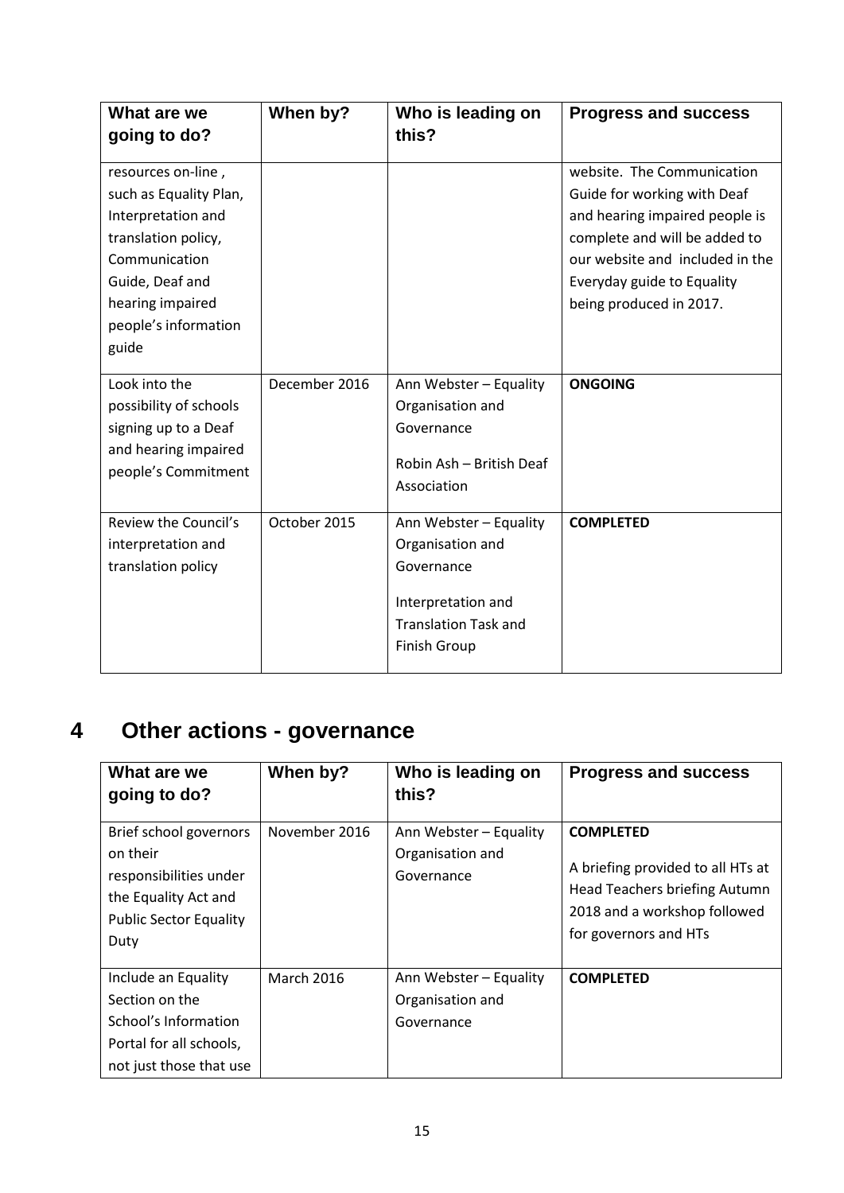| What are we going to do? | When by? | Who is leading on this? | Progress and success |
|---|---|---|---|
| resources on-line , such as Equality Plan, Interpretation and translation policy, Communication Guide, Deaf and hearing impaired people's information guide | | | website. The Communication Guide for working with Deaf and hearing impaired people is complete and will be added to our website and included in the Everyday guide to Equality being produced in 2017. |
| Look into the possibility of schools signing up to a Deaf and hearing impaired people's Commitment | December 2016 | Ann Webster – Equality Organisation and Governance<br><br>Robin Ash – British Deaf Association | **ONGOING** |
| Review the Council's interpretation and translation policy | October 2015 | Ann Webster – Equality Organisation and Governance<br><br>Interpretation and Translation Task and Finish Group | **COMPLETED** |

# 4 Other actions - governance

| What are we going to do? | When by? | Who is leading on this? | Progress and success |
|---|---|---|---|
| Brief school governors on their responsibilities under the Equality Act and Public Sector Equality Duty | November 2016 | Ann Webster – Equality Organisation and Governance | **COMPLETED**<br><br>A briefing provided to all HTs at Head Teachers briefing Autumn 2018 and a workshop followed for governors and HTs |
| Include an Equality Section on the School's Information Portal for all schools, not just those that use | March 2016 | Ann Webster – Equality Organisation and Governance | **COMPLETED** |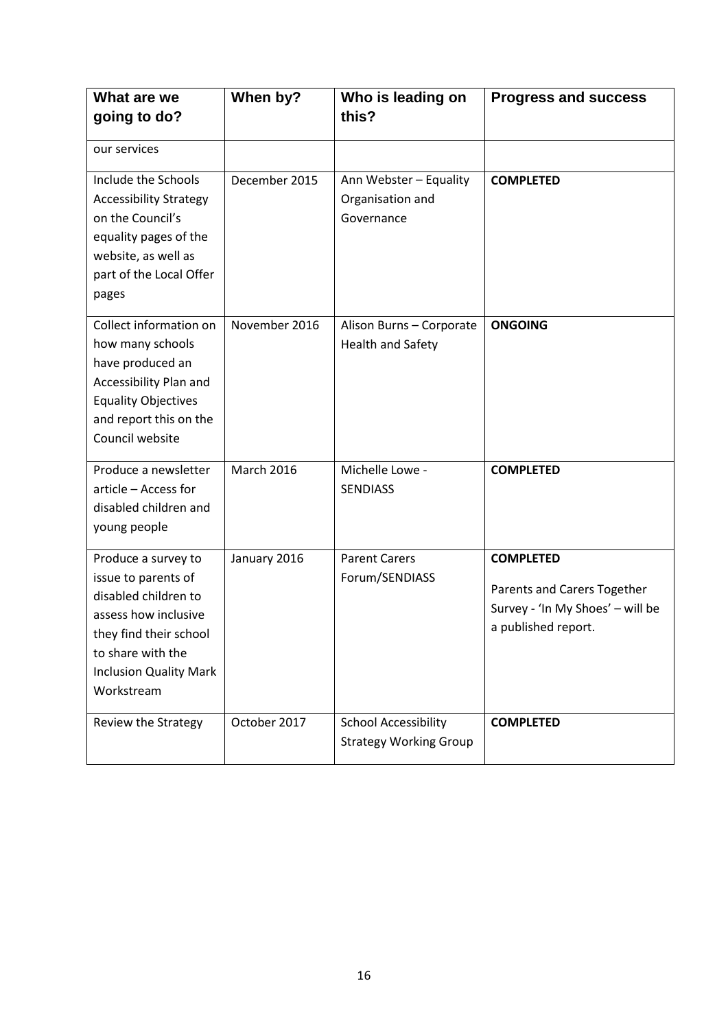| What are we going to do? | When by? | Who is leading on this? | Progress and success |
|---|---|---|---|
| our services | | | |
| Include the Schools Accessibility Strategy on the Council's equality pages of the website, as well as part of the Local Offer pages | December 2015 | Ann Webster – Equality Organisation and Governance | **COMPLETED** |
| Collect information on how many schools have produced an Accessibility Plan and Equality Objectives and report this on the Council website | November 2016 | Alison Burns – Corporate Health and Safety | **ONGOING** |
| Produce a newsletter article – Access for disabled children and young people | March 2016 | Michelle Lowe - SENDIASS | **COMPLETED** |
| Produce a survey to issue to parents of disabled children to assess how inclusive they find their school to share with the Inclusion Quality Mark Workstream | January 2016 | Parent Carers Forum/SENDIASS | **COMPLETED**<br>Parents and Carers Together Survey - 'In My Shoes' – will be a published report. |
| Review the Strategy | October 2017 | School Accessibility Strategy Working Group | **COMPLETED** |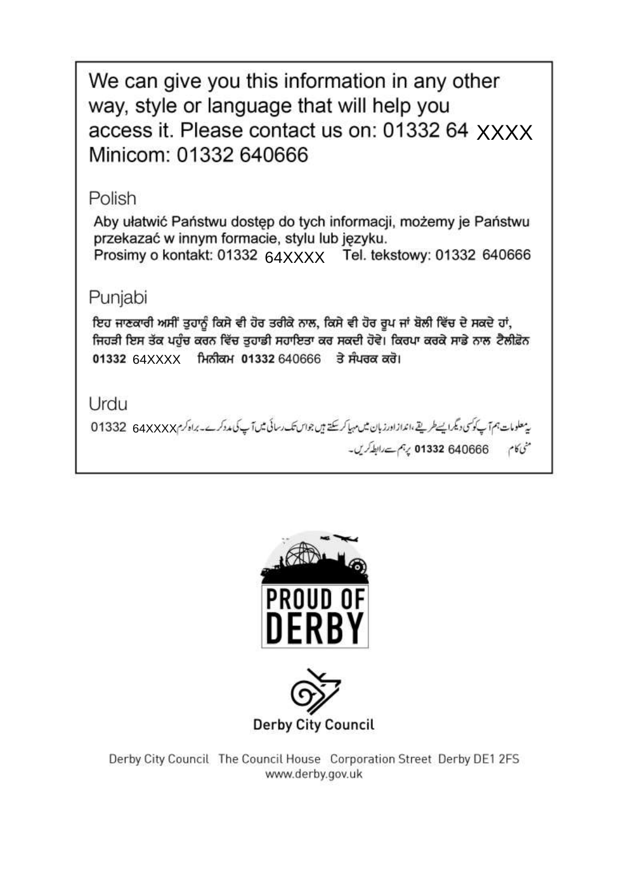We can give you this information in any other way, style or language that will help you access it. Please contact us on: 01332 64 XXXX Minicom: 01332 640666

Polish

Aby ułatwić Państwu dostęp do tych informacji, możemy je Państwu przekazać w innym formacie, stylu lub języku.
Prosimy o kontakt: 01332 64XXXX Tel. tekstowy: 01332 640666

Punjabi

ਇਹ ਜਾਣਕਾਰੀ ਅਸੀਂ ਤੁਹਾਨੂੰ ਕਿਸੇ ਵੀ ਹੋਰ ਤਰੀਕੇ ਨਾਲ, ਕਿਸੇ ਵੀ ਹੋਰ ਰੂਪ ਜਾਂ ਬੋਲੀ ਵਿੱਚ ਦੇ ਸਕਦੇ ਹਾਂ, ਜਿਹੜੀ ਇਸ ਤੱਕ ਪਹੁੰਚ ਕਰਨ ਵਿੱਚ ਤੁਹਾਡੀ ਸਹਾਇਤਾ ਕਰ ਸਕਦੀ ਹੋਵੇ। ਕਿਰਪਾ ਕਰਕੇ ਸਾਡੇ ਨਾਲ ਟੈਲੀਫ਼ੋਨ 01332 64XXXX ਮਿਨੀਕਮ 01332 640666 ਤੇ ਸੰਪਰਕ ਕਰੋ।

Urdu

یہ معلومات ہم آپ کو کسی دیگر ایسے طریقے، انداز اور زبان میں مہیا کر سکتے ہیں جو اس تک رسائی میں آپ کی مدد کرے۔ براہ کرم 01332 64XXXX منی کام 01332 640666 پر ہم سے رابطہ کریں۔

PROUD OF DERBY

Derby City Council

Derby City Council The Council House Corporation Street Derby DE1 2FS
www.derby.gov.uk